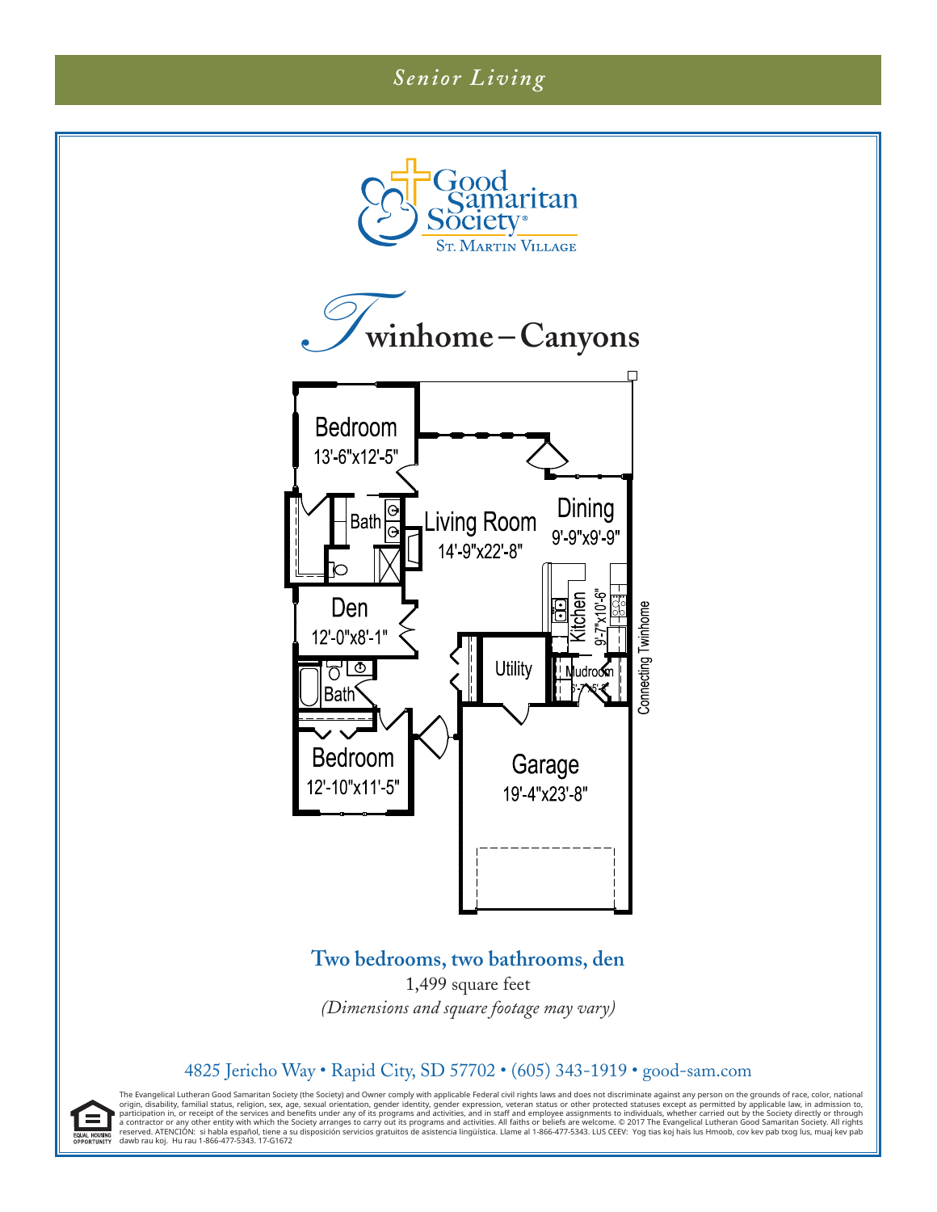*Senior Living*

Good Samaritan Society®
St. Martin Village

# Twinhome – Canyons

Bedroom 13'-6"x12'-5"

Bath

Living Room 14'-9"x22'-8"

Dining 9'-9"x9'-9"

Kitchen 9'-7"x10'-6"

Den 12'-0"x8'-1"

Utility

Mudroom 6'-7"x5'-8"

Bath

Bedroom 12'-10"x11'-5"

Garage 19'-4"x23'-8"

Connecting Twinhome

**Two bedrooms, two bathrooms, den**

1,499 square feet

*(Dimensions and square footage may vary)*

4825 Jericho Way • Rapid City, SD 57702 • (605) 343-1919 • good-sam.com

EQUAL HOUSING OPPORTUNITY

The Evangelical Lutheran Good Samaritan Society (the Society) and Owner comply with applicable Federal civil rights laws and does not discriminate against any person on the grounds of race, color, national origin, disability, familial status, religion, sex, age, sexual orientation, gender identity, gender expression, veteran status or other protected statuses except as permitted by applicable law, in admission to, participation in, or receipt of the services and benefits under any of its programs and activities, and in staff and employee assignments to individuals, whether carried out by the Society directly or through a contractor or any other entity with which the Society arranges to carry out its programs and activities. All faiths or beliefs are welcome. © 2017 The Evangelical Lutheran Good Samaritan Society. All rights reserved. ATENCIÓN: si habla español, tiene a su disposición servicios gratuitos de asistencia lingüística. Llame al 1-866-477-5343. LUS CEEV: Yog tias koj hais lus Hmoob, cov kev pab txog lus, muaj kev pab dawb rau koj. Hu rau 1-866-477-5343. 17-G1672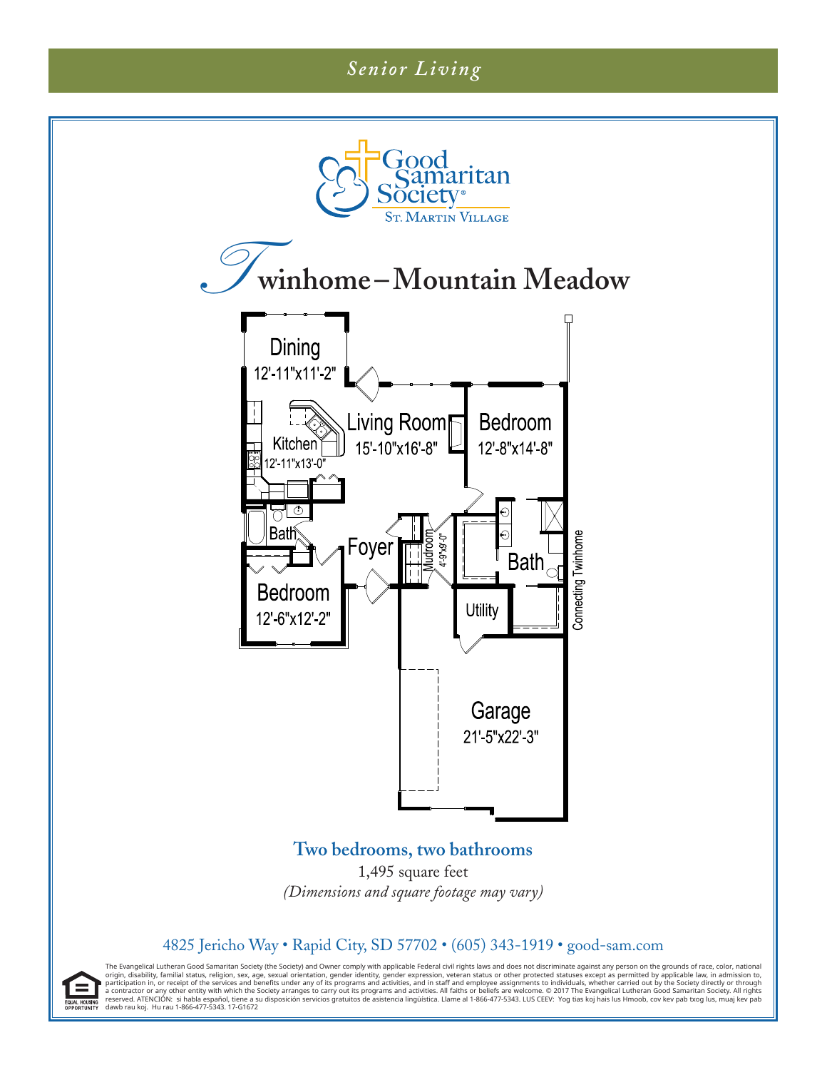*Senior Living*

Good Samaritan Society®
St. Martin Village

# Twinhome – Mountain Meadow

Dining
12'-11"x11'-2"

Living Room
15'-10"x16'-8"

Bedroom
12'-8"x14'-8"

Kitchen
12'-11"x13'-0"

Bath

Foyer

Mudroom
4'-9"x9'-0"

Bath

Connecting Twinhome

Bedroom
12'-6"x12'-2"

Utility

Garage
21'-5"x22'-3"

**Two bedrooms, two bathrooms**

1,495 square feet

*(Dimensions and square footage may vary)*

4825 Jericho Way • Rapid City, SD 57702 • (605) 343-1919 • good-sam.com

EQUAL HOUSING OPPORTUNITY

The Evangelical Lutheran Good Samaritan Society (the Society) and Owner comply with applicable Federal civil rights laws and does not discriminate against any person on the grounds of race, color, national origin, disability, familial status, religion, sex, age, sexual orientation, gender identity, gender expression, veteran status or other protected statuses except as permitted by applicable law, in admission to, participation in, or receipt of the services and benefits under any of its programs and activities, and in staff and employee assignments to individuals, whether carried out by the Society directly or through a contractor or any other entity with which the Society arranges to carry out its programs and activities. All faiths or beliefs are welcome. © 2017 The Evangelical Lutheran Good Samaritan Society. All rights reserved. ATENCIÓN: si habla español, tiene a su disposición servicios gratuitos de asistencia lingüística. Llame al 1-866-477-5343. LUS CEEV: Yog tias koj hais lus Hmoob, cov kev pab txog lus, muaj kev pab dawb rau koj. Hu rau 1-866-477-5343. 17-G1672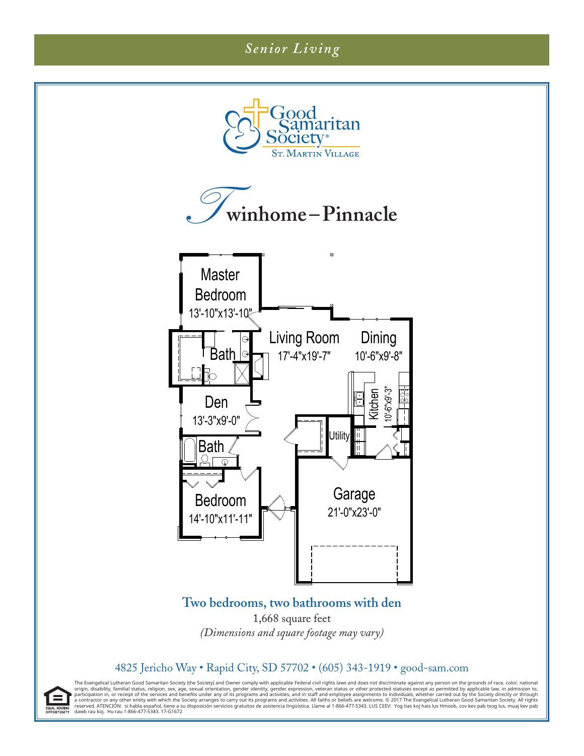*Senior Living*

Good Samaritan Society
St. Martin Village

# Twinhome – Pinnacle

Master Bedroom 13'-10"x13'-10"

Bath

Living Room 17'-4"x19'-7"

Dining 10'-6"x9'-8"

Den 13'-3"x9'-0"

Kitchen 10'-6"x9'-3"

Utility

Bath

Bedroom 14'-10"x11'-11"

Garage 21'-0"x23'-0"

**Two bedrooms, two bathrooms with den**

1,668 square feet

*(Dimensions and square footage may vary)*

4825 Jericho Way • Rapid City, SD 57702 • (605) 343-1919 • good-sam.com

EQUAL HOUSING OPPORTUNITY

The Evangelical Lutheran Good Samaritan Society (the Society) and Owner comply with applicable Federal civil rights laws and does not discriminate against any person on the grounds of race, color, national origin, disability, familial status, religion, sex, age, sexual orientation, gender identity, gender expression, veteran status or other protected statuses except as permitted by applicable law, in admission to, participation in, or receipt of the services and benefits under any of its programs and activities, and in staff and employee assignments to individuals, whether carried out by the Society directly or through a contractor or any other entity with which the Society arranges to carry out its programs and activities. All faiths or beliefs are welcome. © 2017 The Evangelical Lutheran Good Samaritan Society. All rights reserved. ATENCIÓN: si habla español, tiene a su disposición servicios gratuitos de asistencia lingüística. Llame al 1-866-477-5343. LUS CEEV: Yog tias koj hais lus Hmoob, cov kev pab txog lus, muaj kev pab dawb rau koj. Hu rau 1-866-477-5343. 17-G1672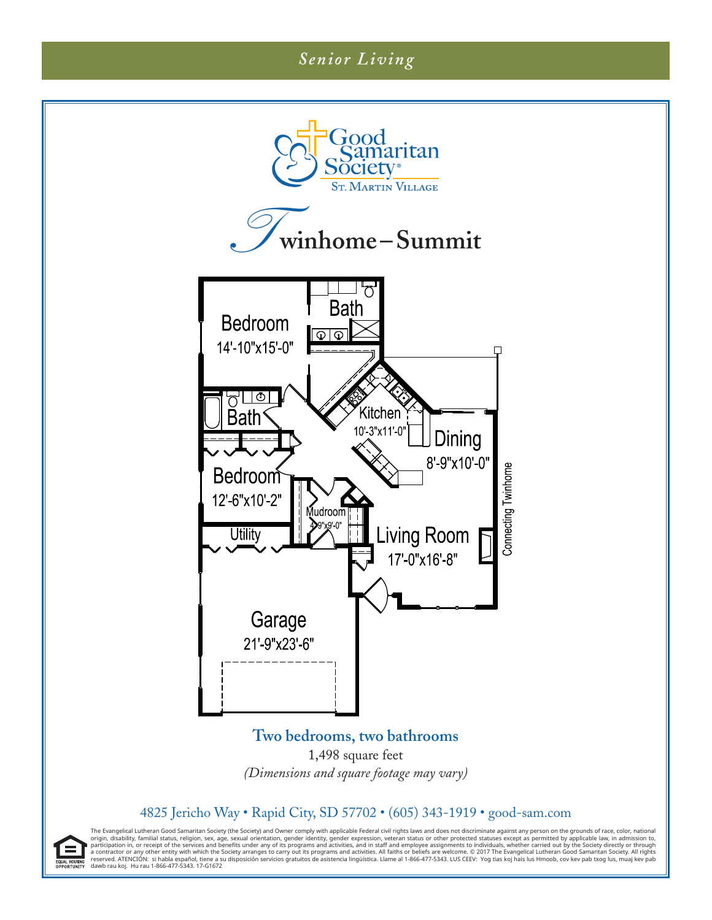*Senior Living*

Good Samaritan Society
St. Martin Village

# Twinhome – Summit

Bedroom
14'-10"x15'-0"

Bath

Bath

Kitchen
10'-3"x11'-0"

Dining
8'-9"x10'-0"

Bedroom
12'-6"x10'-2"

Mudroom
4'-9"x9'-0"

Utility

Living Room
17'-0"x16'-8"

Connecting Twinhome

Garage
21'-9"x23'-6"

**Two bedrooms, two bathrooms**

1,498 square feet

*(Dimensions and square footage may vary)*

4825 Jericho Way • Rapid City, SD 57702 • (605) 343-1919 • good-sam.com

EQUAL HOUSING OPPORTUNITY

The Evangelical Lutheran Good Samaritan Society (the Society) and Owner comply with applicable Federal civil rights laws and does not discriminate against any person on the grounds of race, color, national origin, disability, familial status, religion, sex, age, sexual orientation, gender identity, gender expression, veteran status or other protected statuses except as permitted by applicable law, in admission to, participation in, or receipt of the services and benefits under any of its programs and activities, and in staff and employee assignments to individuals, whether carried out by the Society directly or through a contractor or any other entity with which the Society arranges to carry out its programs and activities. All faiths or beliefs are welcome. © 2017 The Evangelical Lutheran Good Samaritan Society. All rights reserved. ATENCIÓN: si habla español, tiene a su disposición servicios gratuitos de asistencia lingüística. Llame al 1-866-477-5343. LUS CEEV: Yog tias koj hais lus Hmoob, cov kev pab txog lus, muaj kev pab dawb rau koj. Hu rau 1-866-477-5343. 17-G1672